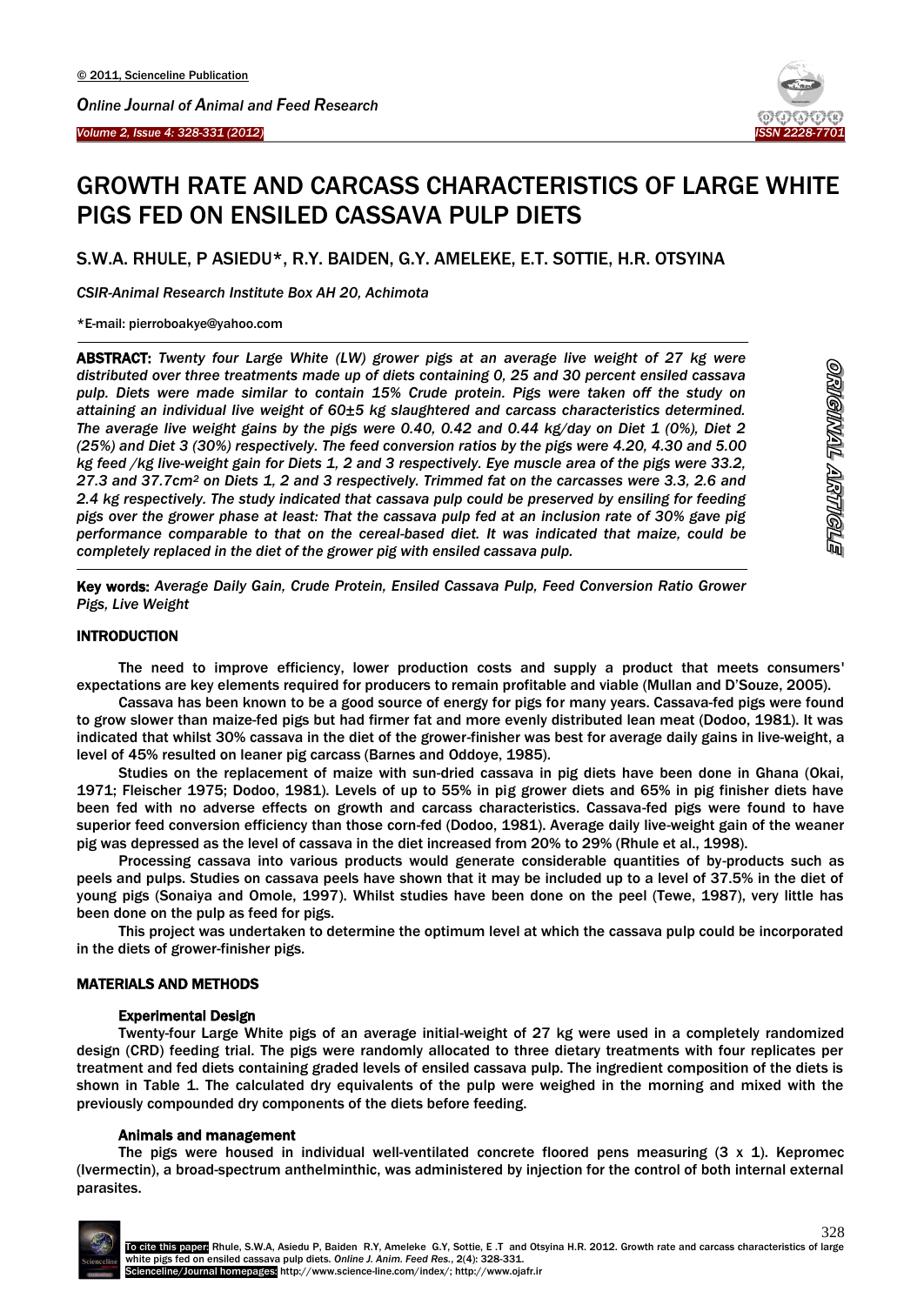# GROWTH RATE AND CARCASS CHARACTERISTICS OF LARGE WHITE PIGS FED ON ENSILED CASSAVA PULP DIETS

S.W.A. RHULE, P ASIEDU*, R.Y. BAIDEN, G.Y. AMELEKE, E.T. SOTTIE, H.R. OTSYINA

*CSIR-Animal Research Institute Box AH 20, Achimota*

*E-mail: pierroboakye@yahoo.com

**ABSTRACT:** *Twenty four Large White (LW) grower pigs at an average live weight of 27 kg were distributed over three treatments made up of diets containing 0, 25 and 30 percent ensiled cassava pulp. Diets were made similar to contain 15% Crude protein. Pigs were taken off the study on attaining an individual live weight of 60±5 kg slaughtered and carcass characteristics determined. The average live weight gains by the pigs were 0.40, 0.42 and 0.44 kg/day on Diet 1 (0%), Diet 2 (25%) and Diet 3 (30%) respectively. The feed conversion ratios by the pigs were 4.20, 4.30 and 5.00 kg feed /kg live-weight gain for Diets 1, 2 and 3 respectively. Eye muscle area of the pigs were 33.2, 27.3 and 37.7cm² on Diets 1, 2 and 3 respectively. Trimmed fat on the carcasses were 3.3, 2.6 and 2.4 kg respectively. The study indicated that cassava pulp could be preserved by ensiling for feeding pigs over the grower phase at least: That the cassava pulp fed at an inclusion rate of 30% gave pig performance comparable to that on the cereal-based diet. It was indicated that maize, could be completely replaced in the diet of the grower pig with ensiled cassava pulp.*

**Key words:** *Average Daily Gain, Crude Protein, Ensiled Cassava Pulp, Feed Conversion Ratio Grower Pigs, Live Weight*

## INTRODUCTION

The need to improve efficiency, lower production costs and supply a product that meets consumers' expectations are key elements required for producers to remain profitable and viable (Mullan and D'Souze, 2005).

Cassava has been known to be a good source of energy for pigs for many years. Cassava-fed pigs were found to grow slower than maize-fed pigs but had firmer fat and more evenly distributed lean meat (Dodoo, 1981). It was indicated that whilst 30% cassava in the diet of the grower-finisher was best for average daily gains in live-weight, a level of 45% resulted on leaner pig carcass (Barnes and Oddoye, 1985).

Studies on the replacement of maize with sun-dried cassava in pig diets have been done in Ghana (Okai, 1971; Fleischer 1975; Dodoo, 1981). Levels of up to 55% in pig grower diets and 65% in pig finisher diets have been fed with no adverse effects on growth and carcass characteristics. Cassava-fed pigs were found to have superior feed conversion efficiency than those corn-fed (Dodoo, 1981). Average daily live-weight gain of the weaner pig was depressed as the level of cassava in the diet increased from 20% to 29% (Rhule et al., 1998).

Processing cassava into various products would generate considerable quantities of by-products such as peels and pulps. Studies on cassava peels have shown that it may be included up to a level of 37.5% in the diet of young pigs (Sonaiya and Omole, 1997). Whilst studies have been done on the peel (Tewe, 1987), very little has been done on the pulp as feed for pigs.

This project was undertaken to determine the optimum level at which the cassava pulp could be incorporated in the diets of grower-finisher pigs.

## MATERIALS AND METHODS

### Experimental Design

Twenty-four Large White pigs of an average initial-weight of 27 kg were used in a completely randomized design (CRD) feeding trial. The pigs were randomly allocated to three dietary treatments with four replicates per treatment and fed diets containing graded levels of ensiled cassava pulp. The ingredient composition of the diets is shown in Table 1. The calculated dry equivalents of the pulp were weighed in the morning and mixed with the previously compounded dry components of the diets before feeding.

### Animals and management

The pigs were housed in individual well-ventilated concrete floored pens measuring (3 x 1). Kepromec (Ivermectin), a broad-spectrum anthelminthic, was administered by injection for the control of both internal external parasites.

To cite this paper: Rhule, S.W.A, Asiedu P, Baiden R.Y, Ameleke G.Y, Sottie, E .T and Otsyina H.R. 2012. Growth rate and carcass characteristics of large white pigs fed on ensiled cassava pulp diets. *Online J. Anim. Feed Res.*, 2(4): 328-331.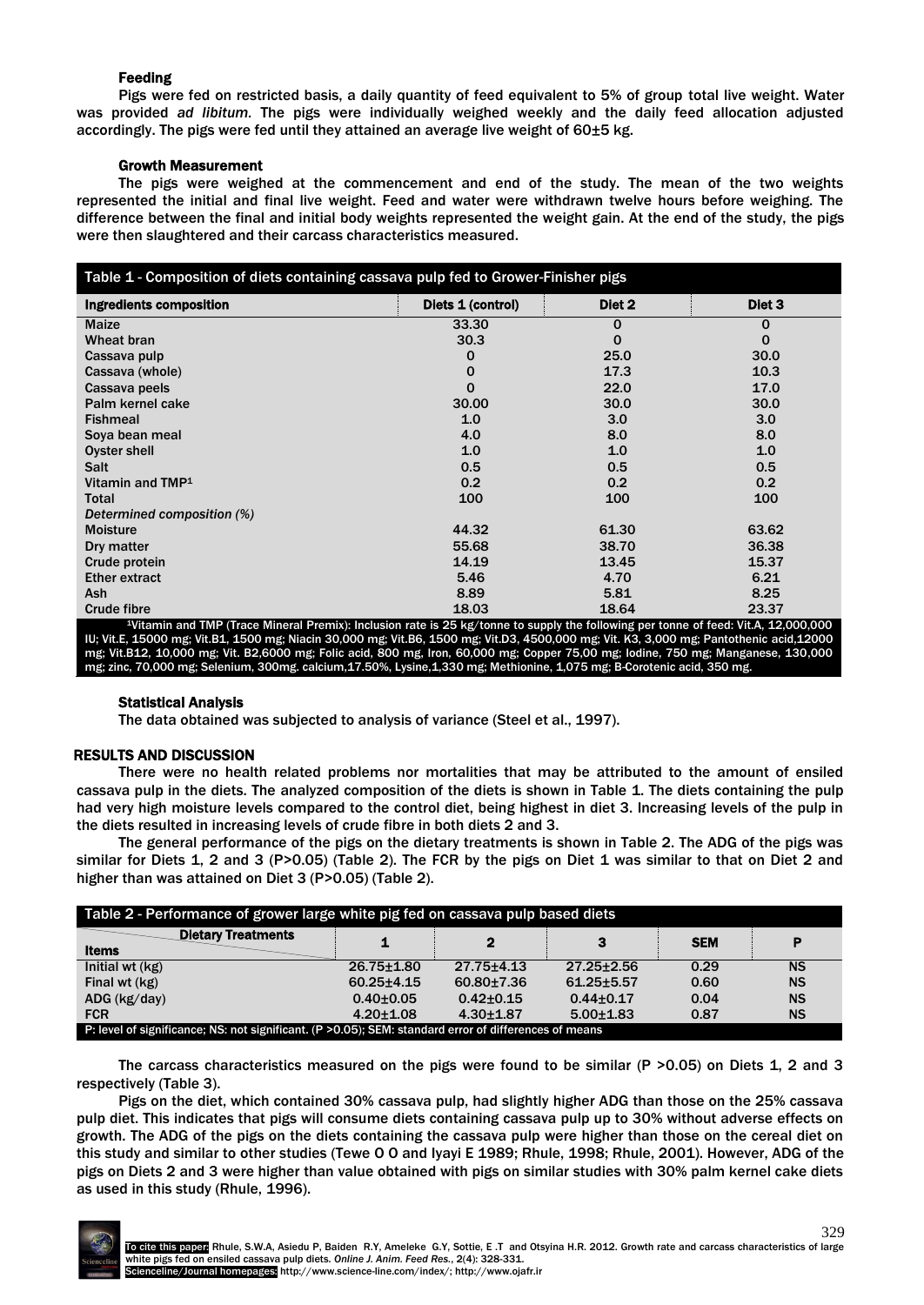### Feeding

Pigs were fed on restricted basis, a daily quantity of feed equivalent to 5% of group total live weight. Water was provided *ad libitum*. The pigs were individually weighed weekly and the daily feed allocation adjusted accordingly. The pigs were fed until they attained an average live weight of 60±5 kg.

### Growth Measurement

The pigs were weighed at the commencement and end of the study. The mean of the two weights represented the initial and final live weight. Feed and water were withdrawn twelve hours before weighing. The difference between the final and initial body weights represented the weight gain. At the end of the study, the pigs were then slaughtered and their carcass characteristics measured.

**Table 1 - Composition of diets containing cassava pulp fed to Grower-Finisher pigs**

| Ingredients composition | Diets 1 (control) | Diet 2 | Diet 3 |
|---|---|---|---|
| Maize | 33.30 | 0 | 0 |
| Wheat bran | 30.3 | 0 | 0 |
| Cassava pulp | 0 | 25.0 | 30.0 |
| Cassava (whole) | 0 | 17.3 | 10.3 |
| Cassava peels | 0 | 22.0 | 17.0 |
| Palm kernel cake | 30.00 | 30.0 | 30.0 |
| Fishmeal | 1.0 | 3.0 | 3.0 |
| Soya bean meal | 4.0 | 8.0 | 8.0 |
| Oyster shell | 1.0 | 1.0 | 1.0 |
| Salt | 0.5 | 0.5 | 0.5 |
| Vitamin and TMP[1] | 0.2 | 0.2 | 0.2 |
| Total | 100 | 100 | 100 |
| *Determined composition (%)* | | | |
| Moisture | 44.32 | 61.30 | 63.62 |
| Dry matter | 55.68 | 38.70 | 36.38 |
| Crude protein | 14.19 | 13.45 | 15.37 |
| Ether extract | 5.46 | 4.70 | 6.21 |
| Ash | 8.89 | 5.81 | 8.25 |
| Crude fibre | 18.03 | 18.64 | 23.37 |

[1]Vitamin and TMP (Trace Mineral Premix): Inclusion rate is 25 kg/tonne to supply the following per tonne of feed: Vit.A, 12,000,000 IU; Vit.E, 15000 mg; Vit.B1, 1500 mg; Niacin 30,000 mg; Vit.B6, 1500 mg; Vit.D3, 4500,000 mg; Vit. K3, 3,000 mg; Pantothenic acid,12000 mg; Vit.B12, 10,000 mg; Vit. B2,6000 mg; Folic acid, 800 mg, Iron, 60,000 mg; Copper 75,00 mg; Iodine, 750 mg; Manganese, 130,000 mg; zinc, 70,000 mg; Selenium, 300mg. calcium,17.50%, Lysine,1,330 mg; Methionine, 1,075 mg; B-Corotenic acid, 350 mg.

### Statistical Analysis

The data obtained was subjected to analysis of variance (Steel et al., 1997).

## RESULTS AND DISCUSSION

There were no health related problems nor mortalities that may be attributed to the amount of ensiled cassava pulp in the diets. The analyzed composition of the diets is shown in Table 1. The diets containing the pulp had very high moisture levels compared to the control diet, being highest in diet 3. Increasing levels of the pulp in the diets resulted in increasing levels of crude fibre in both diets 2 and 3.

The general performance of the pigs on the dietary treatments is shown in Table 2. The ADG of the pigs was similar for Diets 1, 2 and 3 (P>0.05) (Table 2). The FCR by the pigs on Diet 1 was similar to that on Diet 2 and higher than was attained on Diet 3 (P>0.05) (Table 2).

**Table 2 - Performance of grower large white pig fed on cassava pulp based diets**

| Items / Dietary Treatments | 1 | 2 | 3 | SEM | P |
|---|---|---|---|---|---|
| Initial wt (kg) | 26.75±1.80 | 27.75±4.13 | 27.25±2.56 | 0.29 | NS |
| Final wt (kg) | 60.25±4.15 | 60.80±7.36 | 61.25±5.57 | 0.60 | NS |
| ADG (kg/day) | 0.40±0.05 | 0.42±0.15 | 0.44±0.17 | 0.04 | NS |
| FCR | 4.20±1.08 | 4.30±1.87 | 5.00±1.83 | 0.87 | NS |

P: level of significance; NS: not significant. (P >0.05); SEM: standard error of differences of means

The carcass characteristics measured on the pigs were found to be similar (P >0.05) on Diets 1, 2 and 3 respectively (Table 3).

Pigs on the diet, which contained 30% cassava pulp, had slightly higher ADG than those on the 25% cassava pulp diet. This indicates that pigs will consume diets containing cassava pulp up to 30% without adverse effects on growth. The ADG of the pigs on the diets containing the cassava pulp were higher than those on the cereal diet on this study and similar to other studies (Tewe O O and Iyayi E 1989; Rhule, 1998; Rhule, 2001). However, ADG of the pigs on Diets 2 and 3 were higher than value obtained with pigs on similar studies with 30% palm kernel cake diets as used in this study (Rhule, 1996).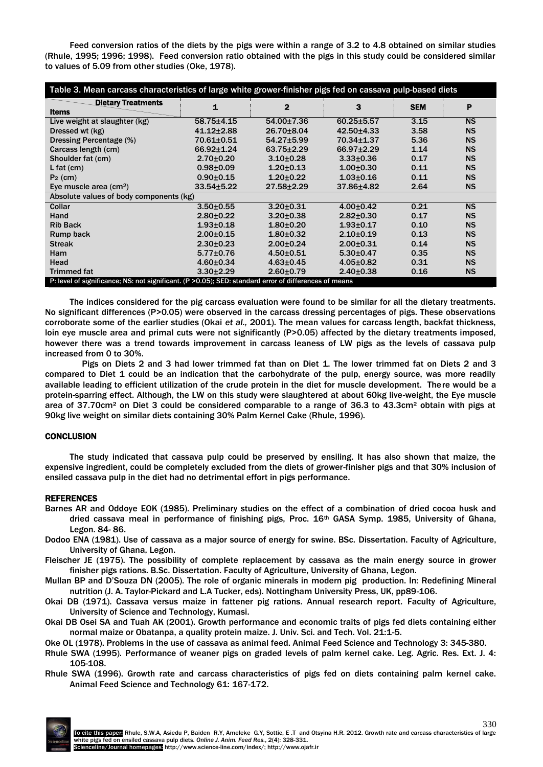Feed conversion ratios of the diets by the pigs were within a range of 3.2 to 4.8 obtained on similar studies (Rhule, 1995; 1996; 1998). Feed conversion ratio obtained with the pigs in this study could be considered similar to values of 5.09 from other studies (Oke, 1978).

**Table 3.** Mean carcass characteristics of large white grower-finisher pigs fed on cassava pulp-based diets

| Items \ Dietary Treatments | 1 | 2 | 3 | SEM | P |
|---|---|---|---|---|---|
| Live weight at slaughter (kg) | 58.75±4.15 | 54.00±7.36 | 60.25±5.57 | 3.15 | NS |
| Dressed wt (kg) | 41.12±2.88 | 26.70±8.04 | 42.50±4.33 | 3.58 | NS |
| Dressing Percentage (%) | 70.61±0.51 | 54.27±5.99 | 70.34±1.37 | 5.36 | NS |
| Carcass length (cm) | 66.92±1.24 | 63.75±2.29 | 66.97±2.29 | 1.14 | NS |
| Shoulder fat (cm) | 2.70±0.20 | 3.10±0.28 | 3.33±0.36 | 0.17 | NS |
| L fat (cm) | 0.98±0.09 | 1.20±0.13 | 1.00±0.30 | 0.11 | NS |
| $P_2$ (cm) | 0.90±0.15 | 1.20±0.22 | 1.03±0.16 | 0.11 | NS |
| Eye muscle area ($cm^2$) | 33.54±5.22 | 27.58±2.29 | 37.86±4.82 | 2.64 | NS |
| **Absolute values of body components (kg)** | | | | | |
| Collar | 3.50±0.55 | 3.20±0.31 | 4.00±0.42 | 0.21 | NS |
| Hand | 2.80±0.22 | 3.20±0.38 | 2.82±0.30 | 0.17 | NS |
| Rib Back | 1.93±0.18 | 1.80±0.20 | 1.93±0.17 | 0.10 | NS |
| Rump back | 2.00±0.15 | 1.80±0.32 | 2.10±0.19 | 0.13 | NS |
| Streak | 2.30±0.23 | 2.00±0.24 | 2.00±0.31 | 0.14 | NS |
| Ham | 5.77±0.76 | 4.50±0.51 | 5.30±0.47 | 0.35 | NS |
| Head | 4.60±0.34 | 4.63±0.45 | 4.05±0.82 | 0.31 | NS |
| Trimmed fat | 3.30±2.29 | 2.60±0.79 | 2.40±0.38 | 0.16 | NS |

P: level of significance; NS: not significant. ($P > 0.05$); SED: standard error of differences of means

The indices considered for the pig carcass evaluation were found to be similar for all the dietary treatments. No significant differences ($P>0.05$) were observed in the carcass dressing percentages of pigs. These observations corroborate some of the earlier studies (Okai *et al.,* 2001). The mean values for carcass length, backfat thickness, loin eye muscle area and primal cuts were not significantly ($P>0.05$) affected by the dietary treatments imposed, however there was a trend towards improvement in carcass leaness of LW pigs as the levels of cassava pulp increased from 0 to 30%.

Pigs on Diets 2 and 3 had lower trimmed fat than on Diet 1. The lower trimmed fat on Diets 2 and 3 compared to Diet 1 could be an indication that the carbohydrate of the pulp, energy source, was more readily available leading to efficient utilization of the crude protein in the diet for muscle development. There would be a protein-sparring effect. Although, the LW on this study were slaughtered at about 60kg live-weight, the Eye muscle area of 37.70cm² on Diet 3 could be considered comparable to a range of 36.3 to 43.3cm² obtain with pigs at 90kg live weight on similar diets containing 30% Palm Kernel Cake (Rhule, 1996).

## CONCLUSION

The study indicated that cassava pulp could be preserved by ensiling. It has also shown that maize, the expensive ingredient, could be completely excluded from the diets of grower-finisher pigs and that 30% inclusion of ensiled cassava pulp in the diet had no detrimental effort in pigs performance.

## REFERENCES

Barnes AR and Oddoye EOK (1985). Preliminary studies on the effect of a combination of dried cocoa husk and dried cassava meal in performance of finishing pigs, Proc. 16th GASA Symp. 1985, University of Ghana, Legon. 84- 86.

Dodoo ENA (1981). Use of cassava as a major source of energy for swine. BSc. Dissertation. Faculty of Agriculture, University of Ghana, Legon.

Fleischer JE (1975). The possibility of complete replacement by cassava as the main energy source in grower finisher pigs rations. B.Sc. Dissertation. Faculty of Agriculture, University of Ghana, Legon.

Mullan BP and D'Souza DN (2005). The role of organic minerals in modern pig production. In: Redefining Mineral nutrition (J. A. Taylor-Pickard and L.A Tucker, eds). Nottingham University Press, UK, pp89-106.

Okai DB (1971). Cassava versus maize in fattener pig rations. Annual research report. Faculty of Agriculture, University of Science and Technology, Kumasi.

Okai DB Osei SA and Tuah AK (2001). Growth performance and economic traits of pigs fed diets containing either normal maize or Obatanpa, a quality protein maize. J. Univ. Sci. and Tech. Vol. 21:1-5.

Oke OL (1978). Problems in the use of cassava as animal feed. Animal Feed Science and Technology 3: 345-380.

Rhule SWA (1995). Performance of weaner pigs on graded levels of palm kernel cake. Leg. Agric. Res. Ext. J. 4: 105-108.

Rhule SWA (1996). Growth rate and carcass characteristics of pigs fed on diets containing palm kernel cake. Animal Feed Science and Technology 61: 167-172.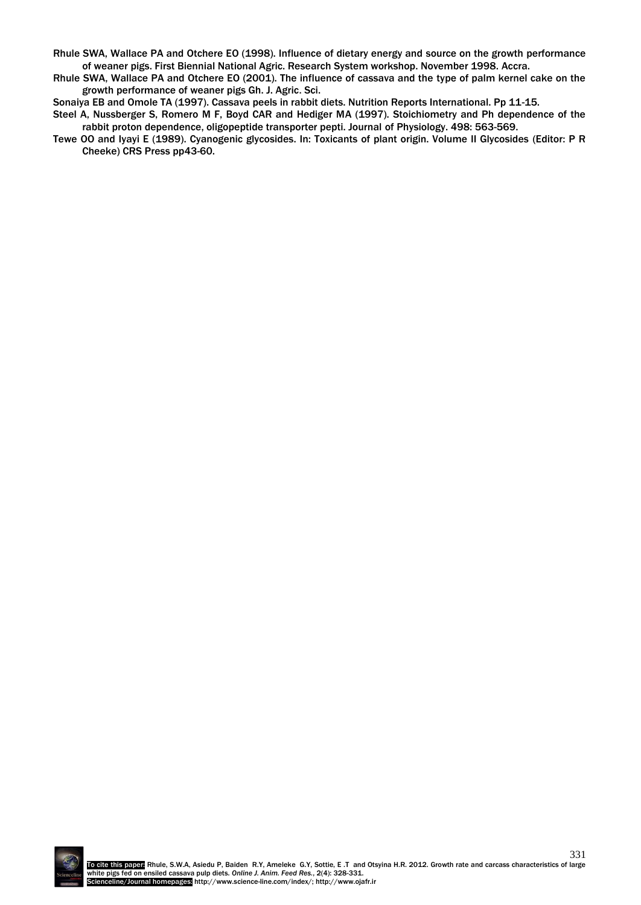Rhule SWA, Wallace PA and Otchere EO (1998). Influence of dietary energy and source on the growth performance of weaner pigs. First Biennial National Agric. Research System workshop. November 1998. Accra.

Rhule SWA, Wallace PA and Otchere EO (2001). The influence of cassava and the type of palm kernel cake on the growth performance of weaner pigs Gh. J. Agric. Sci.

Sonaiya EB and Omole TA (1997). Cassava peels in rabbit diets. Nutrition Reports International. Pp 11-15.

Steel A, Nussberger S, Romero M F, Boyd CAR and Hediger MA (1997). Stoichiometry and Ph dependence of the rabbit proton dependence, oligopeptide transporter pepti. Journal of Physiology. 498: 563-569.

Tewe OO and Iyayi E (1989). Cyanogenic glycosides. In: Toxicants of plant origin. Volume II Glycosides (Editor: P R Cheeke) CRS Press pp43-60.